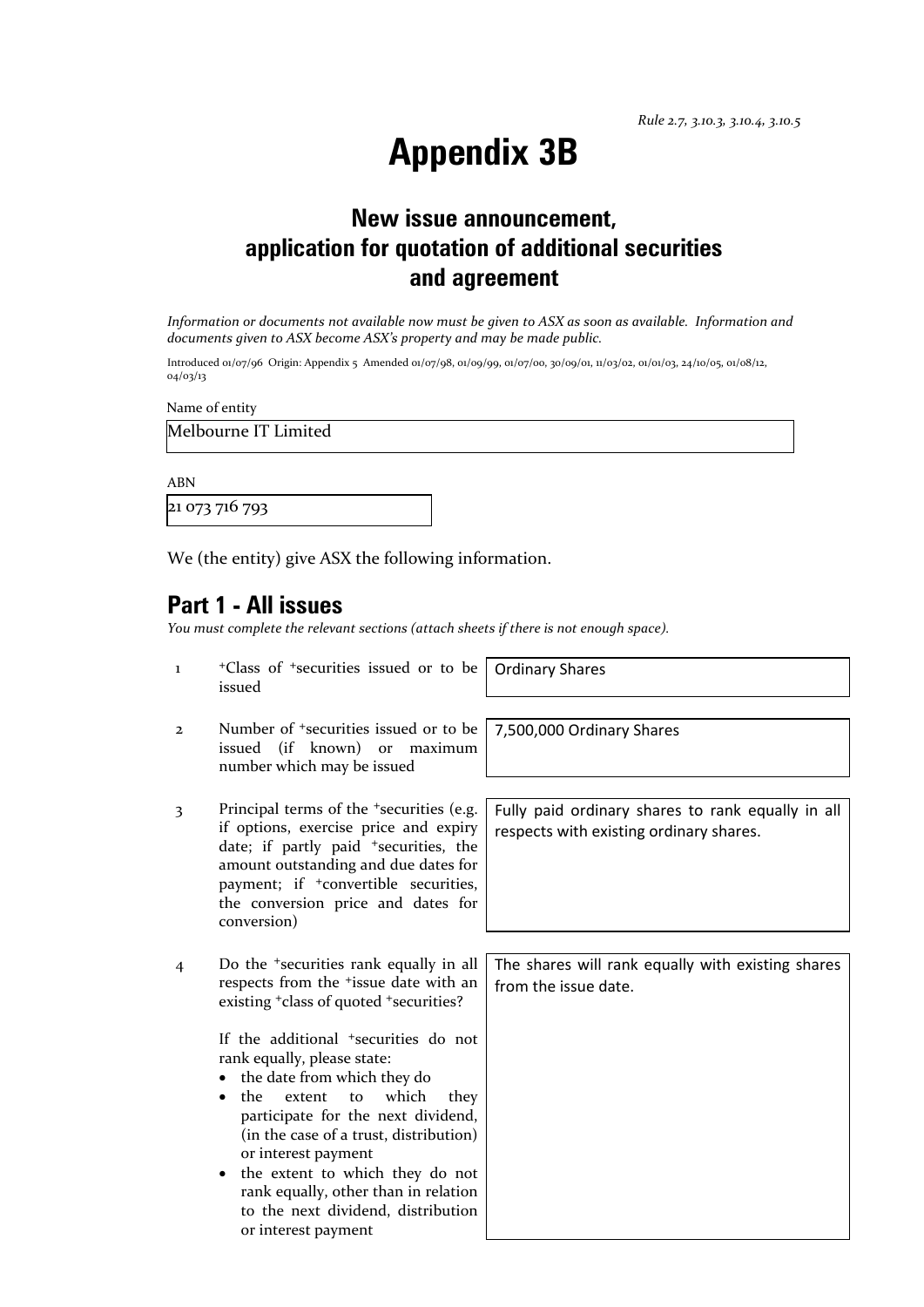*Rule 2.7, 3.10.3, 3.10.4, 3.10.5*

# Appendix 3B

## New issue announcement, application for quotation of additional securities and agreement

*Information or documents not available now must be given to ASX as soon as available. Information and documents given to ASX become ASX's property and may be made public.*

Introduced 01/07/96 Origin: Appendix 5 Amended 01/07/98, 01/09/99, 01/07/00, 30/09/01, 11/03/02, 01/01/03, 24/10/05, 01/08/12, 04/03/13

Name of entity

Melbourne IT Limited

ABN

21 073 716 793

We (the entity) give ASX the following information.

## Part 1 - All issues

*You must complete the relevant sections (attach sheets if there is not enough space).*

| | | |
|---|---|---|
| 1 | +Class of +securities issued or to be issued | Ordinary Shares |
| 2 | Number of +securities issued or to be issued (if known) or maximum number which may be issued | 7,500,000 Ordinary Shares |
| 3 | Principal terms of the +securities (e.g. if options, exercise price and expiry date; if partly paid +securities, the amount outstanding and due dates for payment; if +convertible securities, the conversion price and dates for conversion) | Fully paid ordinary shares to rank equally in all respects with existing ordinary shares. |
| 4 | Do the +securities rank equally in all respects from the +issue date with an existing +class of quoted +securities?<br><br>If the additional +securities do not rank equally, please state:<br>• the date from which they do<br>• the extent to which they participate for the next dividend, (in the case of a trust, distribution) or interest payment<br>• the extent to which they do not rank equally, other than in relation to the next dividend, distribution or interest payment | The shares will rank equally with existing shares from the issue date. |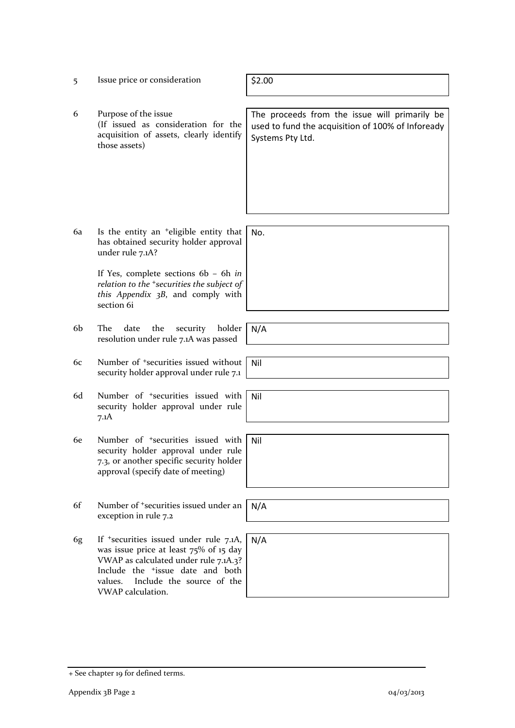| | | |
|---|---|---|
| 5 | Issue price or consideration | \$2.00 |
| 6 | Purpose of the issue<br>(If issued as consideration for the acquisition of assets, clearly identify those assets) | The proceeds from the issue will primarily be used to fund the acquisition of 100% of Infoready Systems Pty Ltd. |
| 6a | Is the entity an +eligible entity that has obtained security holder approval under rule 7.1A?<br><br>If Yes, complete sections 6b – 6h *in relation to the +securities the subject of this Appendix 3B*, and comply with section 6i | No. |
| 6b | The date the security holder resolution under rule 7.1A was passed | N/A |
| 6c | Number of +securities issued without security holder approval under rule 7.1 | Nil |
| 6d | Number of +securities issued with security holder approval under rule 7.1A | Nil |
| 6e | Number of +securities issued with security holder approval under rule 7.3, or another specific security holder approval (specify date of meeting) | Nil |
| 6f | Number of +securities issued under an exception in rule 7.2 | N/A |
| 6g | If +securities issued under rule 7.1A, was issue price at least 75% of 15 day VWAP as calculated under rule 7.1A.3? Include the +issue date and both values. Include the source of the VWAP calculation. | N/A |

+ See chapter 19 for defined terms.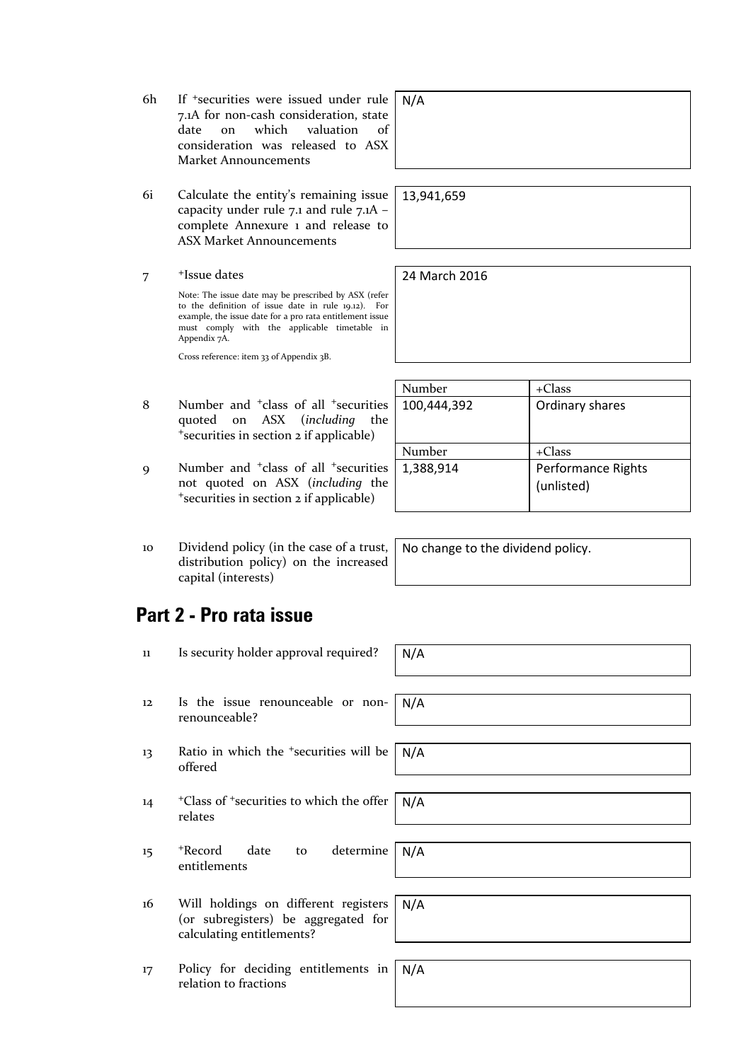| | | | |
|---|---|---|---|
| 6h | If +securities were issued under rule 7.1A for non-cash consideration, state date on which valuation of consideration was released to ASX Market Announcements | N/A | |
| 6i | Calculate the entity's remaining issue capacity under rule 7.1 and rule 7.1A – complete Annexure 1 and release to ASX Market Announcements | 13,941,659 | |
| 7 | +Issue dates<br><br>Note: The issue date may be prescribed by ASX (refer to the definition of issue date in rule 19.12). For example, the issue date for a pro rata entitlement issue must comply with the applicable timetable in Appendix 7A.<br><br>Cross reference: item 33 of Appendix 3B. | 24 March 2016 | |

| | | Number | +Class |
|---|---|---|---|
| 8 | Number and +class of all +securities quoted on ASX (*including* the +securities in section 2 if applicable) | 100,444,392 | Ordinary shares |

| | | Number | +Class |
|---|---|---|---|
| 9 | Number and +class of all +securities not quoted on ASX (*including* the +securities in section 2 if applicable) | 1,388,914 | Performance Rights (unlisted) |

| | | |
|---|---|---|
| 10 | Dividend policy (in the case of a trust, distribution policy) on the increased capital (interests) | No change to the dividend policy. |

## Part 2 - Pro rata issue

| | | |
|---|---|---|
| 11 | Is security holder approval required? | N/A |
| 12 | Is the issue renounceable or non-renounceable? | N/A |
| 13 | Ratio in which the +securities will be offered | N/A |
| 14 | +Class of +securities to which the offer relates | N/A |
| 15 | +Record date to determine entitlements | N/A |
| 16 | Will holdings on different registers (or subregisters) be aggregated for calculating entitlements? | N/A |
| 17 | Policy for deciding entitlements in relation to fractions | N/A |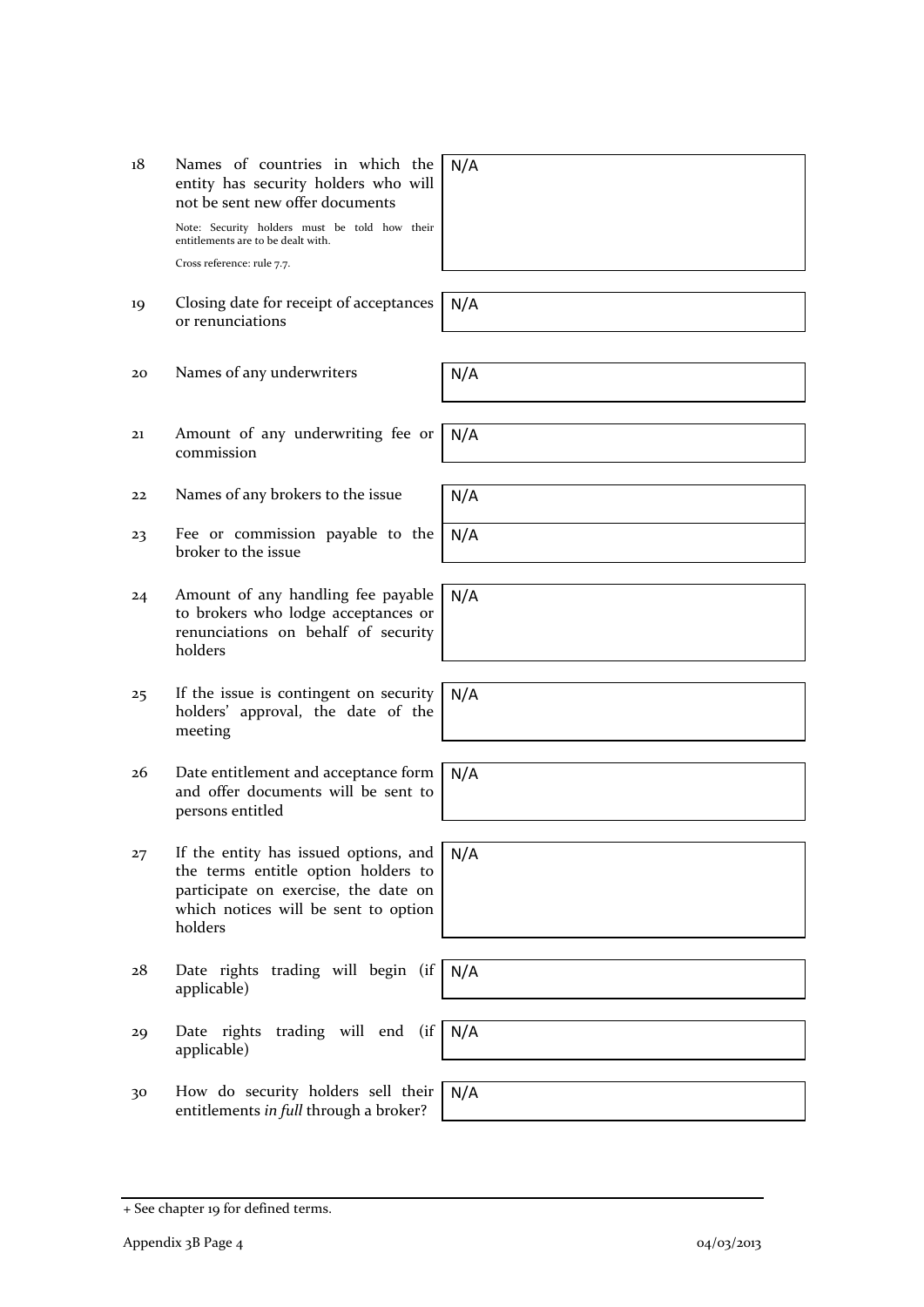| | | |
|---|---|---|
| 18 | Names of countries in which the entity has security holders who will not be sent new offer documents<br><br>Note: Security holders must be told how their entitlements are to be dealt with.<br><br>Cross reference: rule 7.7. | N/A |
| 19 | Closing date for receipt of acceptances or renunciations | N/A |
| 20 | Names of any underwriters | N/A |
| 21 | Amount of any underwriting fee or commission | N/A |
| 22 | Names of any brokers to the issue | N/A |
| 23 | Fee or commission payable to the broker to the issue | N/A |
| 24 | Amount of any handling fee payable to brokers who lodge acceptances or renunciations on behalf of security holders | N/A |
| 25 | If the issue is contingent on security holders' approval, the date of the meeting | N/A |
| 26 | Date entitlement and acceptance form and offer documents will be sent to persons entitled | N/A |
| 27 | If the entity has issued options, and the terms entitle option holders to participate on exercise, the date on which notices will be sent to option holders | N/A |
| 28 | Date rights trading will begin (if applicable) | N/A |
| 29 | Date rights trading will end (if applicable) | N/A |
| 30 | How do security holders sell their entitlements *in full* through a broker? | N/A |

+ See chapter 19 for defined terms.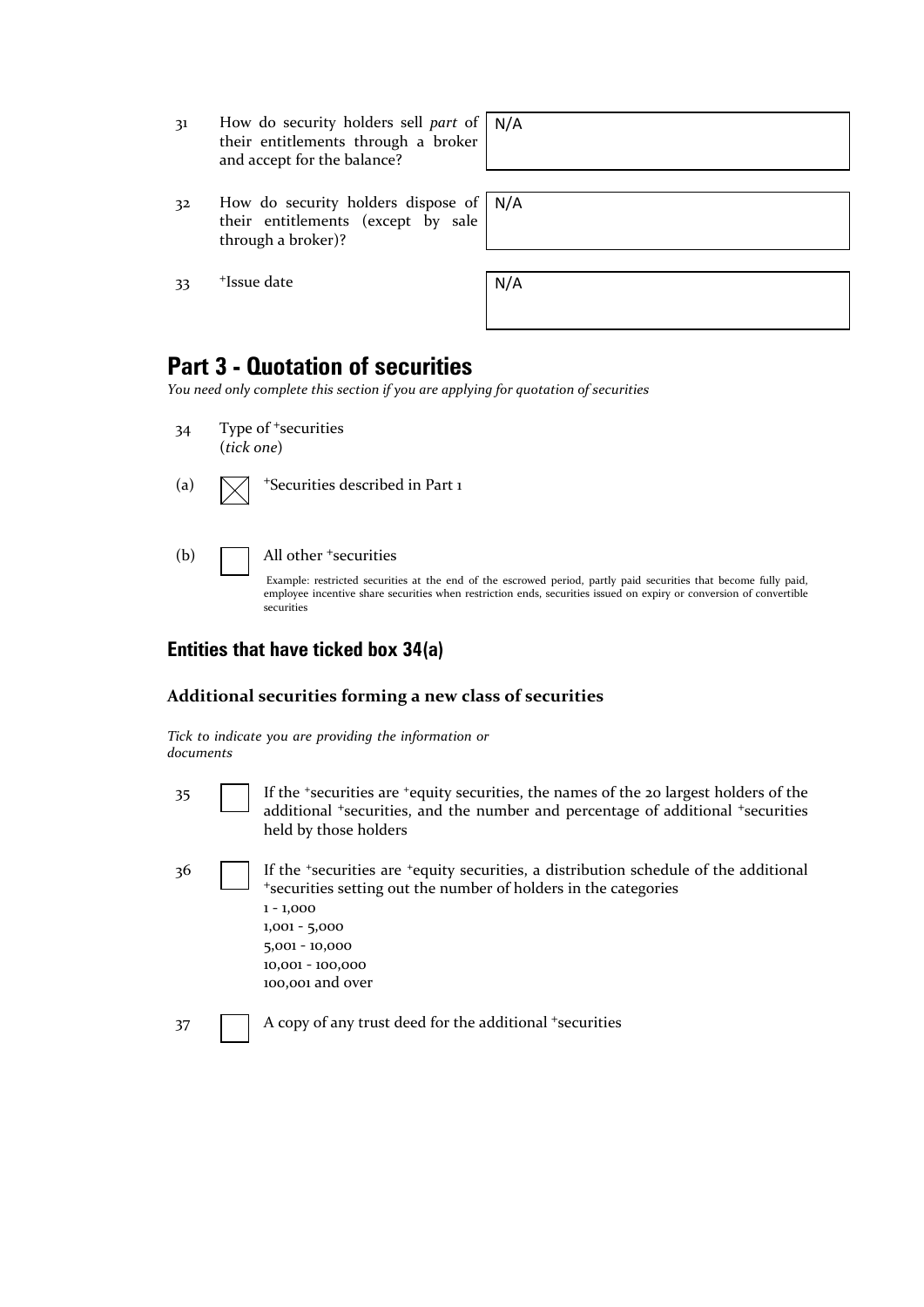| | | |
|---|---|---|
| 31 | How do security holders sell *part* of their entitlements through a broker and accept for the balance? | N/A |
| 32 | How do security holders dispose of their entitlements (except by sale through a broker)? | N/A |
| 33 | +Issue date | N/A |

## Part 3 - Quotation of securities

*You need only complete this section if you are applying for quotation of securities*

34 Type of +securities
(*tick one*)

(a) ☒ +Securities described in Part 1

(b) ☐ All other +securities

Example: restricted securities at the end of the escrowed period, partly paid securities that become fully paid, employee incentive share securities when restriction ends, securities issued on expiry or conversion of convertible securities

### Entities that have ticked box 34(a)

#### Additional securities forming a new class of securities

*Tick to indicate you are providing the information or documents*

35 ☐ If the +securities are +equity securities, the names of the 20 largest holders of the additional +securities, and the number and percentage of additional +securities held by those holders

36 ☐ If the +securities are +equity securities, a distribution schedule of the additional +securities setting out the number of holders in the categories
1 - 1,000
1,001 - 5,000
5,001 - 10,000
10,001 - 100,000
100,001 and over

37 ☐ A copy of any trust deed for the additional +securities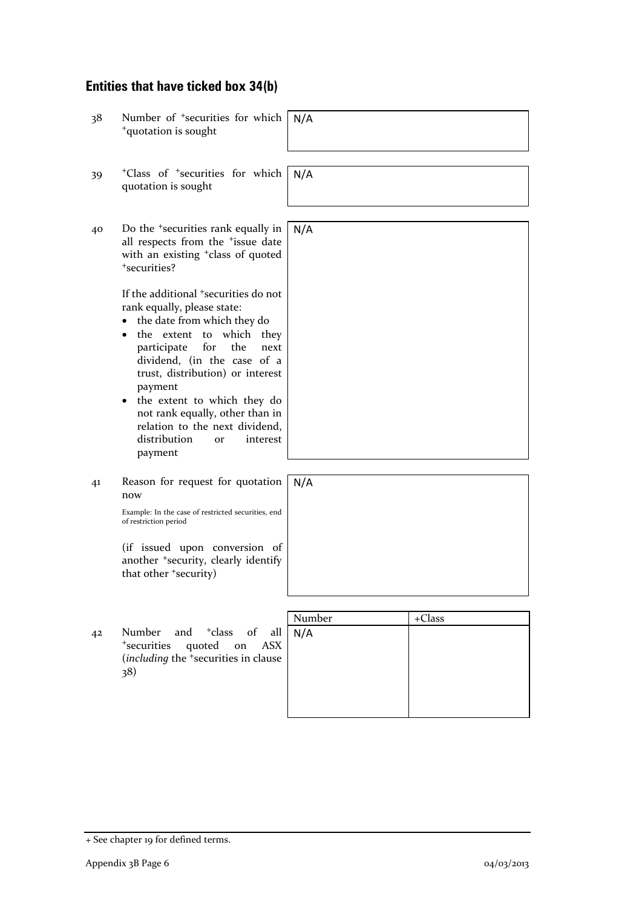## Entities that have ticked box 34(b)

| | | |
|---|---|---|
| 38 | Number of +securities for which +quotation is sought | N/A |
| 39 | +Class of +securities for which quotation is sought | N/A |
| 40 | Do the +securities rank equally in all respects from the +issue date with an existing +class of quoted +securities?<br><br>If the additional +securities do not rank equally, please state:<br>• the date from which they do<br>• the extent to which they participate for the next dividend, (in the case of a trust, distribution) or interest payment<br>• the extent to which they do not rank equally, other than in relation to the next dividend, distribution or interest payment | N/A |
| 41 | Reason for request for quotation now<br><br>Example: In the case of restricted securities, end of restriction period<br><br>(if issued upon conversion of another +security, clearly identify that other +security) | N/A |

| | | Number | +Class |
|---|---|---|---|
| 42 | Number and +class of all +securities quoted on ASX (*including* the +securities in clause 38) | N/A | |

+ See chapter 19 for defined terms.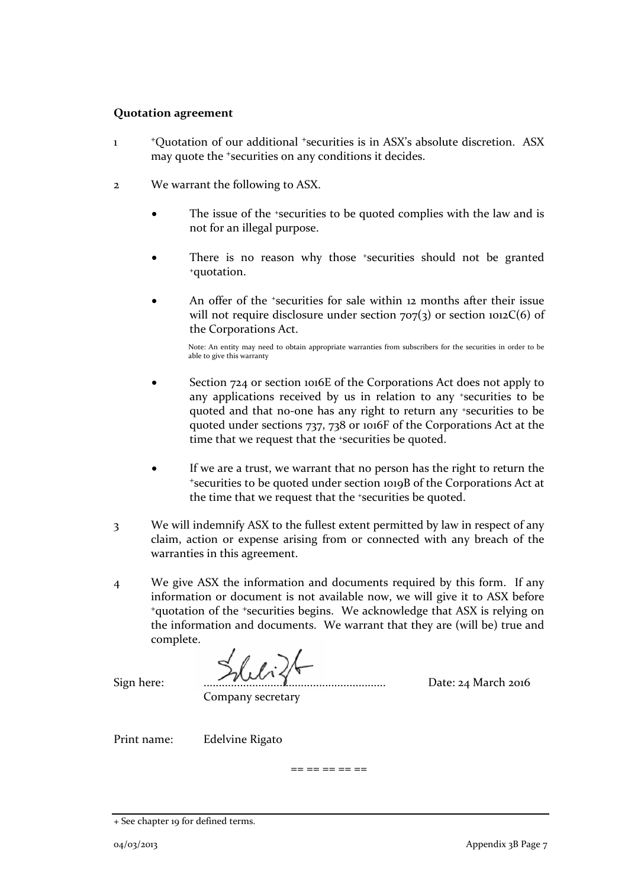**Quotation agreement**

1. +Quotation of our additional +securities is in ASX's absolute discretion. ASX may quote the +securities on any conditions it decides.

2. We warrant the following to ASX.

   - The issue of the +securities to be quoted complies with the law and is not for an illegal purpose.

   - There is no reason why those +securities should not be granted +quotation.

   - An offer of the +securities for sale within 12 months after their issue will not require disclosure under section 707(3) or section 1012C(6) of the Corporations Act.

     Note: An entity may need to obtain appropriate warranties from subscribers for the securities in order to be able to give this warranty

   - Section 724 or section 1016E of the Corporations Act does not apply to any applications received by us in relation to any +securities to be quoted and that no-one has any right to return any +securities to be quoted under sections 737, 738 or 1016F of the Corporations Act at the time that we request that the +securities be quoted.

   - If we are a trust, we warrant that no person has the right to return the +securities to be quoted under section 1019B of the Corporations Act at the time that we request that the +securities be quoted.

3. We will indemnify ASX to the fullest extent permitted by law in respect of any claim, action or expense arising from or connected with any breach of the warranties in this agreement.

4. We give ASX the information and documents required by this form. If any information or document is not available now, we will give it to ASX before +quotation of the +securities begins. We acknowledge that ASX is relying on the information and documents. We warrant that they are (will be) true and complete.

Sign here: ............................................................ Date: 24 March 2016
Company secretary

Print name: Edelvine Rigato

== == == == ==

+ See chapter 19 for defined terms.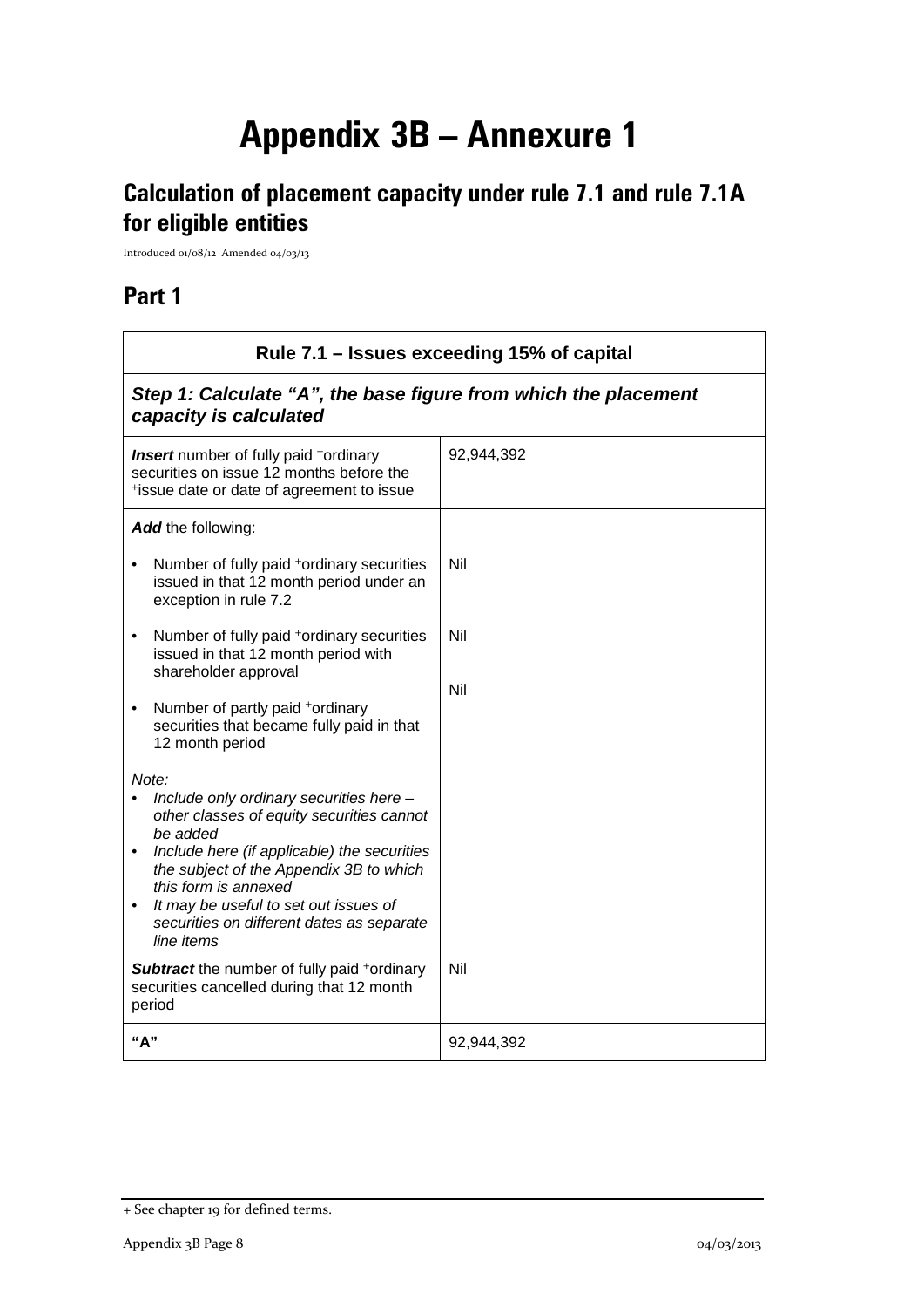# Appendix 3B – Annexure 1

## Calculation of placement capacity under rule 7.1 and rule 7.1A for eligible entities

Introduced 01/08/12 Amended 04/03/13

## Part 1

| Rule 7.1 – Issues exceeding 15% of capital | |
|---|---|
| ***Step 1: Calculate "A", the base figure from which the placement capacity is calculated*** | |
| ***Insert*** number of fully paid +ordinary securities on issue 12 months before the +issue date or date of agreement to issue | 92,944,392 |
| ***Add*** the following:<br>• Number of fully paid +ordinary securities issued in that 12 month period under an exception in rule 7.2<br>• Number of fully paid +ordinary securities issued in that 12 month period with shareholder approval<br>• Number of partly paid +ordinary securities that became fully paid in that 12 month period<br><br>*Note:*<br>• *Include only ordinary securities here – other classes of equity securities cannot be added*<br>• *Include here (if applicable) the securities the subject of the Appendix 3B to which this form is annexed*<br>• *It may be useful to set out issues of securities on different dates as separate line items* | <br>Nil<br><br>Nil<br><br>Nil |
| ***Subtract*** the number of fully paid +ordinary securities cancelled during that 12 month period | Nil |
| **"A"** | 92,944,392 |

+ See chapter 19 for defined terms.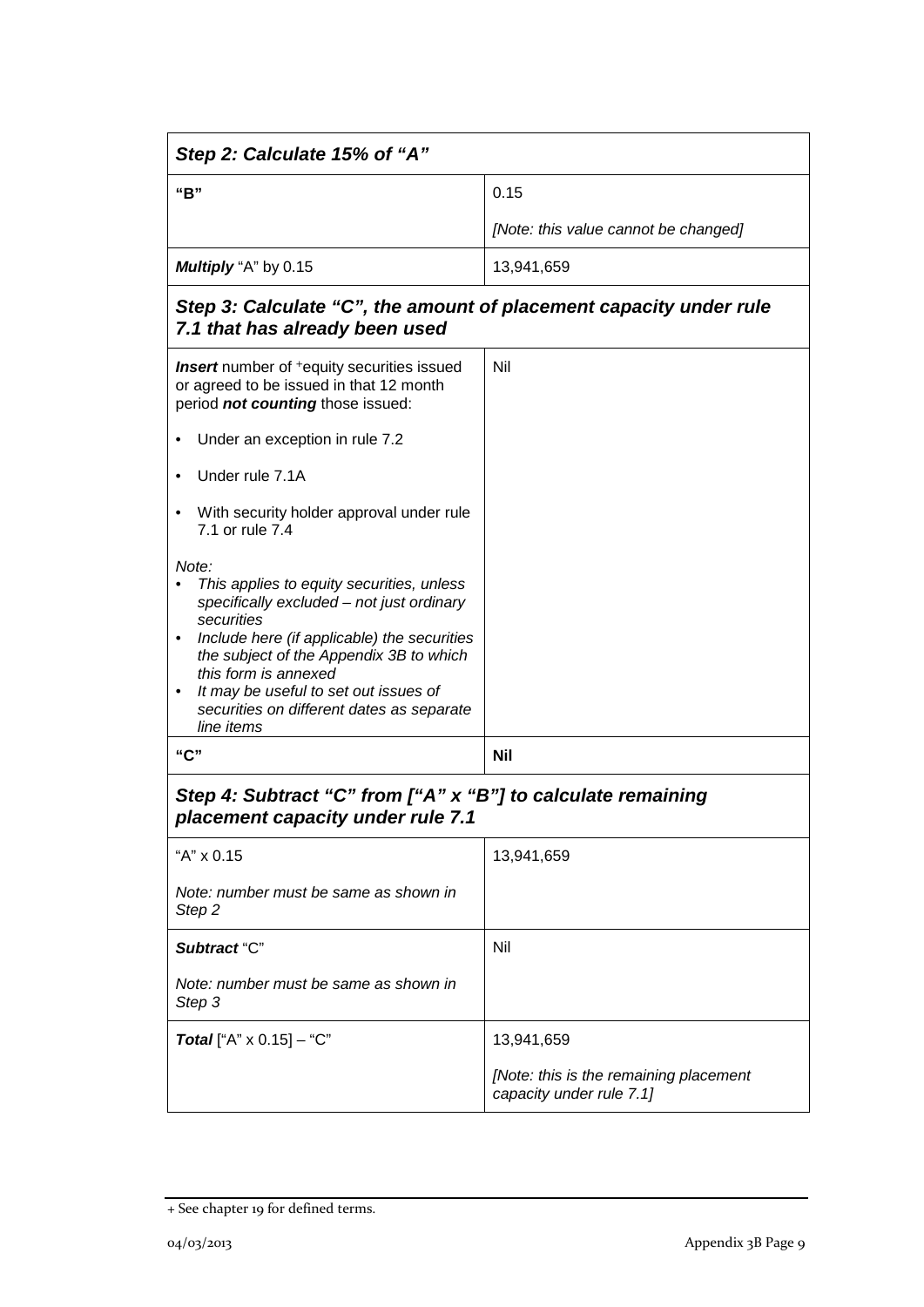| *Step 2: Calculate 15% of "A"* | |
| --- | --- |
| **"B"** | 0.15<br><br>*[Note: this value cannot be changed]* |
| ***Multiply*** "A" by 0.15 | 13,941,659 |

| *Step 3: Calculate "C", the amount of placement capacity under rule 7.1 that has already been used* | |
| --- | --- |
| ***Insert*** number of +equity securities issued or agreed to be issued in that 12 month period ***not counting*** those issued:<br><br>• Under an exception in rule 7.2<br><br>• Under rule 7.1A<br><br>• With security holder approval under rule 7.1 or rule 7.4<br><br>*Note:*<br>• *This applies to equity securities, unless specifically excluded – not just ordinary securities*<br>• *Include here (if applicable) the securities the subject of the Appendix 3B to which this form is annexed*<br>• *It may be useful to set out issues of securities on different dates as separate line items* | Nil |
| **"C"** | **Nil** |

| *Step 4: Subtract "C" from ["A" x "B"] to calculate remaining placement capacity under rule 7.1* | |
| --- | --- |
| "A" x 0.15<br><br>*Note: number must be same as shown in Step 2* | 13,941,659 |
| ***Subtract*** "C"<br><br>*Note: number must be same as shown in Step 3* | Nil |
| ***Total*** ["A" x 0.15] – "C" | 13,941,659<br><br>*[Note: this is the remaining placement capacity under rule 7.1]* |

+ See chapter 19 for defined terms.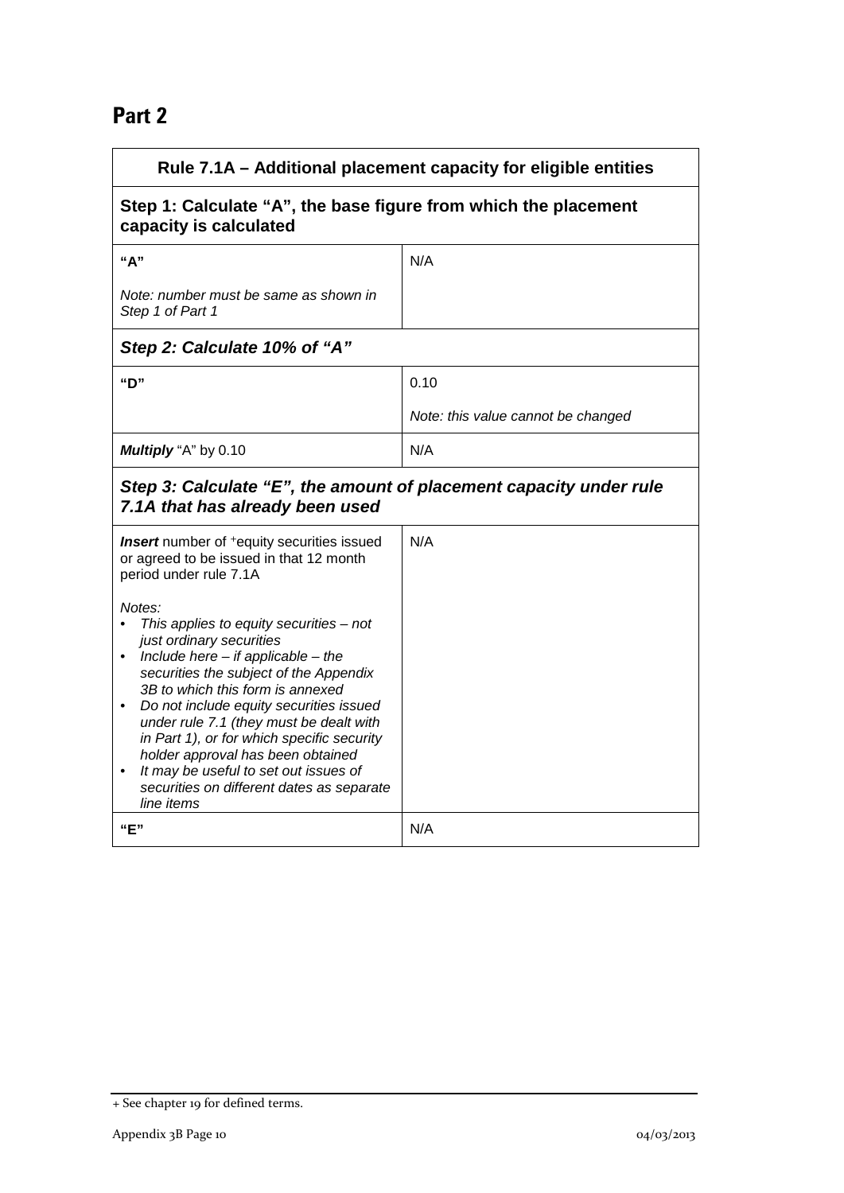## Part 2

| Rule 7.1A – Additional placement capacity for eligible entities | |
|---|---|
| **Step 1: Calculate "A", the base figure from which the placement capacity is calculated** | |
| **"A"**<br><br>*Note: number must be same as shown in Step 1 of Part 1* | N/A |
| ***Step 2: Calculate 10% of "A"*** | |
| **"D"** | 0.10<br><br>*Note: this value cannot be changed* |
| ***Multiply*** "A" by 0.10 | N/A |
| ***Step 3: Calculate "E", the amount of placement capacity under rule 7.1A that has already been used*** | |
| ***Insert*** number of +equity securities issued or agreed to be issued in that 12 month period under rule 7.1A<br><br>*Notes:*<br>• *This applies to equity securities – not just ordinary securities*<br>• *Include here – if applicable – the securities the subject of the Appendix 3B to which this form is annexed*<br>• *Do not include equity securities issued under rule 7.1 (they must be dealt with in Part 1), or for which specific security holder approval has been obtained*<br>• *It may be useful to set out issues of securities on different dates as separate line items* | N/A |
| **"E"** | N/A |

+ See chapter 19 for defined terms.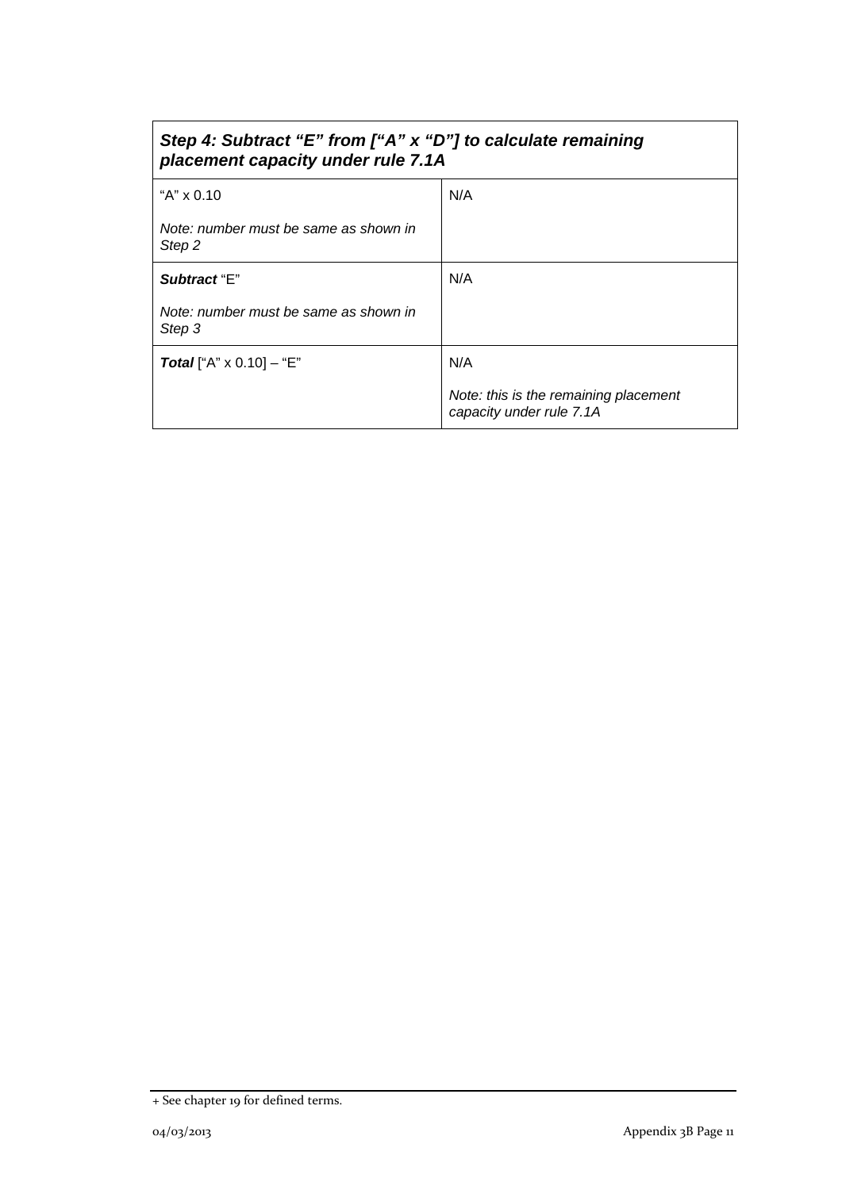| ***Step 4: Subtract "E" from ["A" x "D"] to calculate remaining placement capacity under rule 7.1A*** | |
| --- | --- |
| "A" x 0.10<br><br>*Note: number must be same as shown in Step 2* | N/A |
| ***Subtract*** "E"<br><br>*Note: number must be same as shown in Step 3* | N/A |
| ***Total*** ["A" x 0.10] – "E" | N/A<br><br>*Note: this is the remaining placement capacity under rule 7.1A* |

+ See chapter 19 for defined terms.